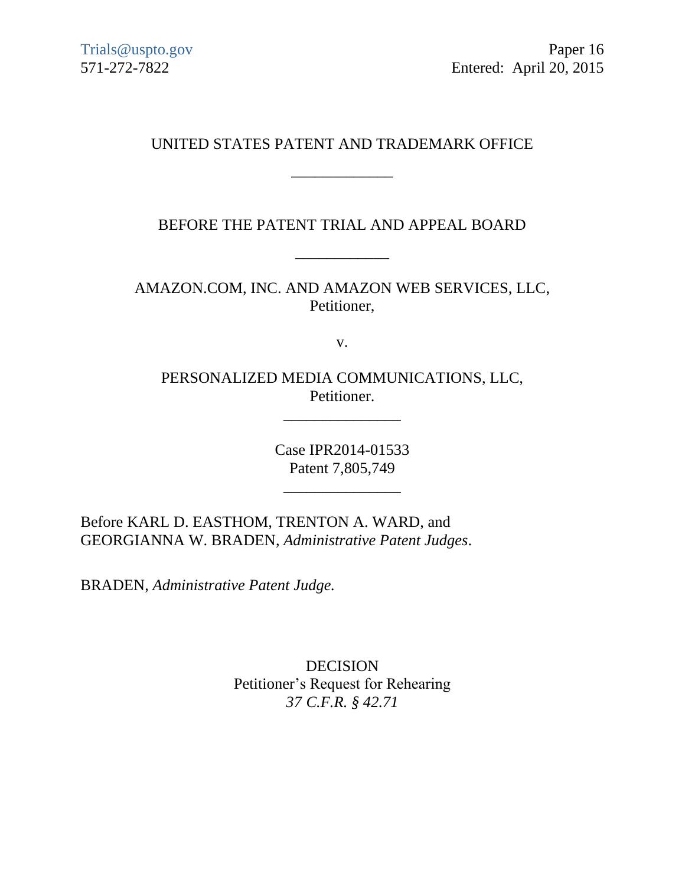Trials@uspto.gov
571-272-7822

Paper 16
Entered: April 20, 2015

UNITED STATES PATENT AND TRADEMARK OFFICE

---

BEFORE THE PATENT TRIAL AND APPEAL BOARD

---

AMAZON.COM, INC. AND AMAZON WEB SERVICES, LLC,
Petitioner,

v.

PERSONALIZED MEDIA COMMUNICATIONS, LLC,
Petitioner.

---

Case IPR2014-01533
Patent 7,805,749

---

Before KARL D. EASTHOM, TRENTON A. WARD, and
GEORGIANNA W. BRADEN, *Administrative Patent Judges*.

BRADEN, *Administrative Patent Judge.*

DECISION
Petitioner's Request for Rehearing
*37 C.F.R. § 42.71*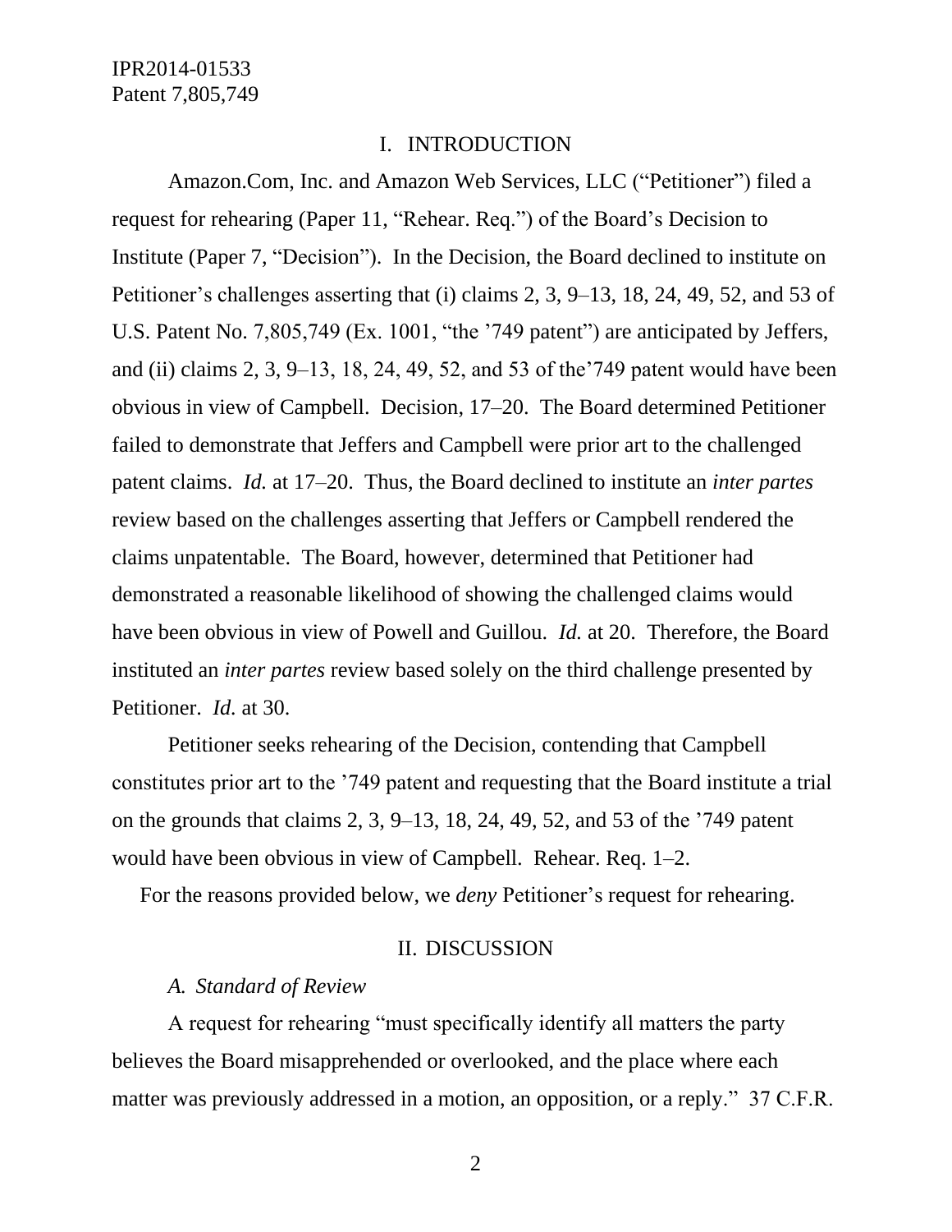## I. INTRODUCTION

Amazon.Com, Inc. and Amazon Web Services, LLC ("Petitioner") filed a request for rehearing (Paper 11, "Rehear. Req.") of the Board's Decision to Institute (Paper 7, "Decision"). In the Decision, the Board declined to institute on Petitioner's challenges asserting that (i) claims 2, 3, 9–13, 18, 24, 49, 52, and 53 of U.S. Patent No. 7,805,749 (Ex. 1001, "the '749 patent") are anticipated by Jeffers, and (ii) claims 2, 3, 9–13, 18, 24, 49, 52, and 53 of the'749 patent would have been obvious in view of Campbell. Decision, 17–20. The Board determined Petitioner failed to demonstrate that Jeffers and Campbell were prior art to the challenged patent claims. *Id.* at 17–20. Thus, the Board declined to institute an *inter partes* review based on the challenges asserting that Jeffers or Campbell rendered the claims unpatentable. The Board, however, determined that Petitioner had demonstrated a reasonable likelihood of showing the challenged claims would have been obvious in view of Powell and Guillou. *Id.* at 20. Therefore, the Board instituted an *inter partes* review based solely on the third challenge presented by Petitioner. *Id.* at 30.

Petitioner seeks rehearing of the Decision, contending that Campbell constitutes prior art to the '749 patent and requesting that the Board institute a trial on the grounds that claims 2, 3, 9–13, 18, 24, 49, 52, and 53 of the '749 patent would have been obvious in view of Campbell. Rehear. Req. 1–2.

For the reasons provided below, we *deny* Petitioner's request for rehearing.

## II. DISCUSSION

### *A. Standard of Review*

A request for rehearing "must specifically identify all matters the party believes the Board misapprehended or overlooked, and the place where each matter was previously addressed in a motion, an opposition, or a reply." 37 C.F.R.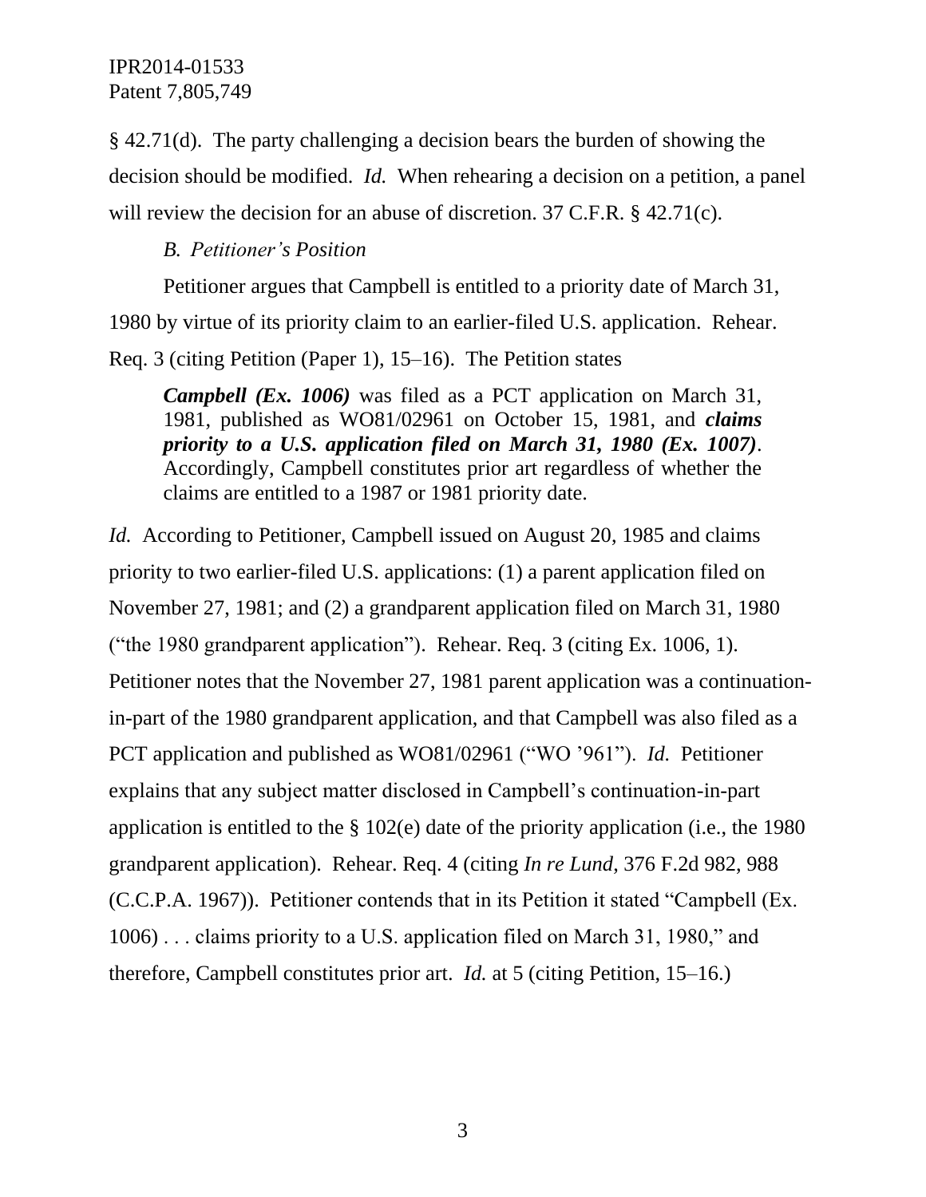§ 42.71(d). The party challenging a decision bears the burden of showing the decision should be modified. *Id.* When rehearing a decision on a petition, a panel will review the decision for an abuse of discretion. 37 C.F.R. § 42.71(c).

### *B. Petitioner's Position*

Petitioner argues that Campbell is entitled to a priority date of March 31, 1980 by virtue of its priority claim to an earlier-filed U.S. application. Rehear. Req. 3 (citing Petition (Paper 1), 15–16). The Petition states

> ***Campbell (Ex. 1006)*** was filed as a PCT application on March 31, 1981, published as WO81/02961 on October 15, 1981, and ***claims priority to a U.S. application filed on March 31, 1980 (Ex. 1007)***. Accordingly, Campbell constitutes prior art regardless of whether the claims are entitled to a 1987 or 1981 priority date.

*Id.* According to Petitioner, Campbell issued on August 20, 1985 and claims priority to two earlier-filed U.S. applications: (1) a parent application filed on November 27, 1981; and (2) a grandparent application filed on March 31, 1980 ("the 1980 grandparent application"). Rehear. Req. 3 (citing Ex. 1006, 1). Petitioner notes that the November 27, 1981 parent application was a continuation-in-part of the 1980 grandparent application, and that Campbell was also filed as a PCT application and published as WO81/02961 ("WO '961"). *Id.* Petitioner explains that any subject matter disclosed in Campbell's continuation-in-part application is entitled to the § 102(e) date of the priority application (i.e., the 1980 grandparent application). Rehear. Req. 4 (citing *In re Lund*, 376 F.2d 982, 988 (C.C.P.A. 1967)). Petitioner contends that in its Petition it stated "Campbell (Ex. 1006) . . . claims priority to a U.S. application filed on March 31, 1980," and therefore, Campbell constitutes prior art. *Id.* at 5 (citing Petition, 15–16.)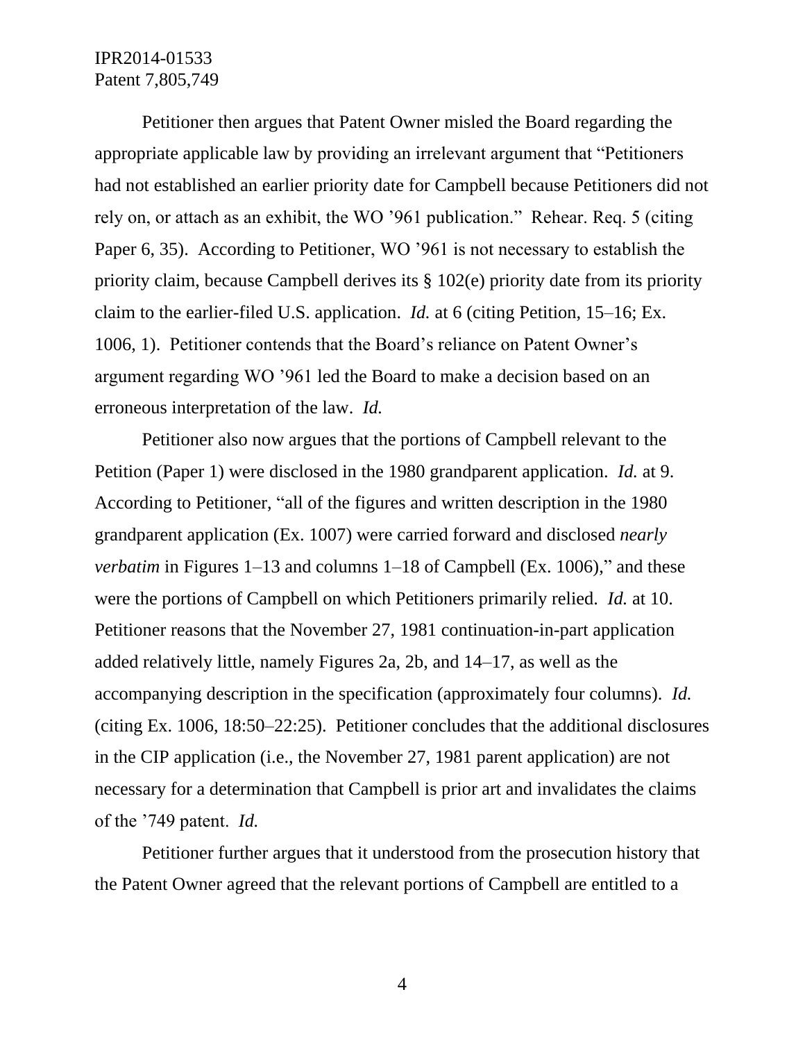Petitioner then argues that Patent Owner misled the Board regarding the appropriate applicable law by providing an irrelevant argument that "Petitioners had not established an earlier priority date for Campbell because Petitioners did not rely on, or attach as an exhibit, the WO '961 publication." Rehear. Req. 5 (citing Paper 6, 35). According to Petitioner, WO '961 is not necessary to establish the priority claim, because Campbell derives its § 102(e) priority date from its priority claim to the earlier-filed U.S. application. *Id.* at 6 (citing Petition, 15–16; Ex. 1006, 1). Petitioner contends that the Board's reliance on Patent Owner's argument regarding WO '961 led the Board to make a decision based on an erroneous interpretation of the law. *Id.*

Petitioner also now argues that the portions of Campbell relevant to the Petition (Paper 1) were disclosed in the 1980 grandparent application. *Id.* at 9. According to Petitioner, "all of the figures and written description in the 1980 grandparent application (Ex. 1007) were carried forward and disclosed *nearly verbatim* in Figures 1–13 and columns 1–18 of Campbell (Ex. 1006)," and these were the portions of Campbell on which Petitioners primarily relied. *Id.* at 10. Petitioner reasons that the November 27, 1981 continuation-in-part application added relatively little, namely Figures 2a, 2b, and 14–17, as well as the accompanying description in the specification (approximately four columns). *Id.* (citing Ex. 1006, 18:50–22:25). Petitioner concludes that the additional disclosures in the CIP application (i.e., the November 27, 1981 parent application) are not necessary for a determination that Campbell is prior art and invalidates the claims of the '749 patent. *Id.*

Petitioner further argues that it understood from the prosecution history that the Patent Owner agreed that the relevant portions of Campbell are entitled to a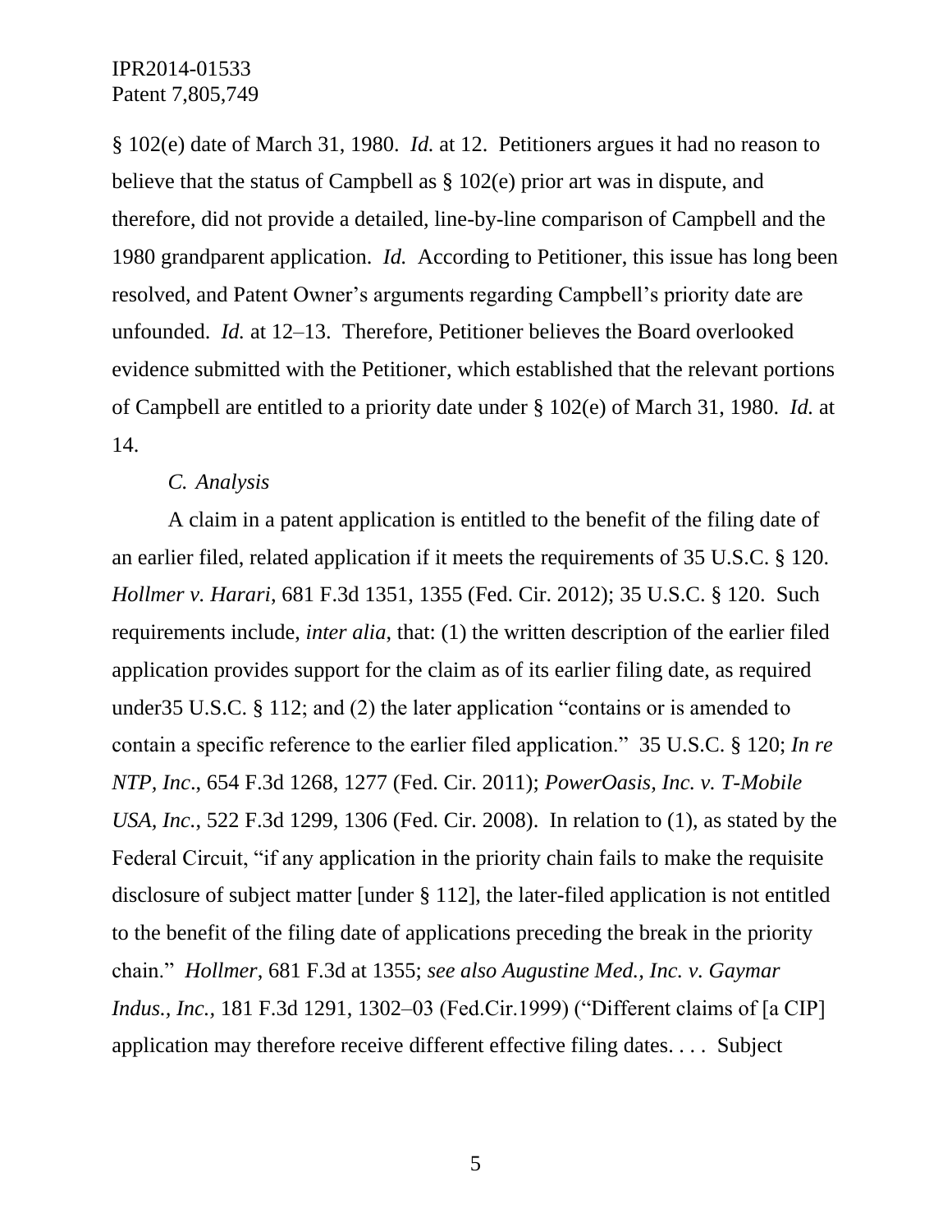§ 102(e) date of March 31, 1980. *Id.* at 12. Petitioners argues it had no reason to believe that the status of Campbell as § 102(e) prior art was in dispute, and therefore, did not provide a detailed, line-by-line comparison of Campbell and the 1980 grandparent application. *Id.* According to Petitioner, this issue has long been resolved, and Patent Owner's arguments regarding Campbell's priority date are unfounded. *Id.* at 12–13. Therefore, Petitioner believes the Board overlooked evidence submitted with the Petitioner, which established that the relevant portions of Campbell are entitled to a priority date under § 102(e) of March 31, 1980. *Id.* at 14.

### *C. Analysis*

A claim in a patent application is entitled to the benefit of the filing date of an earlier filed, related application if it meets the requirements of 35 U.S.C. § 120. *Hollmer v. Harari*, 681 F.3d 1351, 1355 (Fed. Cir. 2012); 35 U.S.C. § 120. Such requirements include, *inter alia*, that: (1) the written description of the earlier filed application provides support for the claim as of its earlier filing date, as required under35 U.S.C. § 112; and (2) the later application "contains or is amended to contain a specific reference to the earlier filed application." 35 U.S.C. § 120; *In re NTP, Inc*., 654 F.3d 1268, 1277 (Fed. Cir. 2011); *PowerOasis, Inc. v. T-Mobile USA, Inc.*, 522 F.3d 1299, 1306 (Fed. Cir. 2008). In relation to (1), as stated by the Federal Circuit, "if any application in the priority chain fails to make the requisite disclosure of subject matter [under § 112], the later-filed application is not entitled to the benefit of the filing date of applications preceding the break in the priority chain." *Hollmer*, 681 F.3d at 1355; *see also Augustine Med., Inc. v. Gaymar Indus., Inc.,* 181 F.3d 1291, 1302–03 (Fed.Cir.1999) ("Different claims of [a CIP] application may therefore receive different effective filing dates. . . . Subject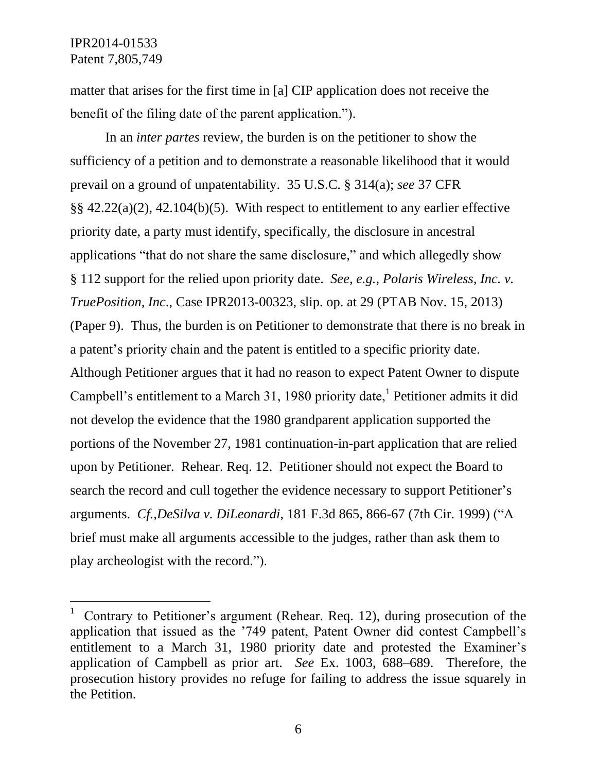matter that arises for the first time in [a] CIP application does not receive the benefit of the filing date of the parent application.").

In an *inter partes* review, the burden is on the petitioner to show the sufficiency of a petition and to demonstrate a reasonable likelihood that it would prevail on a ground of unpatentability. 35 U.S.C. § 314(a); *see* 37 CFR §§ 42.22(a)(2), 42.104(b)(5). With respect to entitlement to any earlier effective priority date, a party must identify, specifically, the disclosure in ancestral applications "that do not share the same disclosure," and which allegedly show § 112 support for the relied upon priority date. *See, e.g.*, *Polaris Wireless, Inc. v. TruePosition, Inc.*, Case IPR2013-00323, slip. op. at 29 (PTAB Nov. 15, 2013) (Paper 9). Thus, the burden is on Petitioner to demonstrate that there is no break in a patent's priority chain and the patent is entitled to a specific priority date. Although Petitioner argues that it had no reason to expect Patent Owner to dispute Campbell's entitlement to a March 31, 1980 priority date,[1] Petitioner admits it did not develop the evidence that the 1980 grandparent application supported the portions of the November 27, 1981 continuation-in-part application that are relied upon by Petitioner. Rehear. Req. 12. Petitioner should not expect the Board to search the record and cull together the evidence necessary to support Petitioner's arguments. *Cf.,DeSilva v. DiLeonardi*, 181 F.3d 865, 866-67 (7th Cir. 1999) ("A brief must make all arguments accessible to the judges, rather than ask them to play archeologist with the record.").

[1] Contrary to Petitioner's argument (Rehear. Req. 12), during prosecution of the application that issued as the '749 patent, Patent Owner did contest Campbell's entitlement to a March 31, 1980 priority date and protested the Examiner's application of Campbell as prior art. *See* Ex. 1003, 688–689. Therefore, the prosecution history provides no refuge for failing to address the issue squarely in the Petition.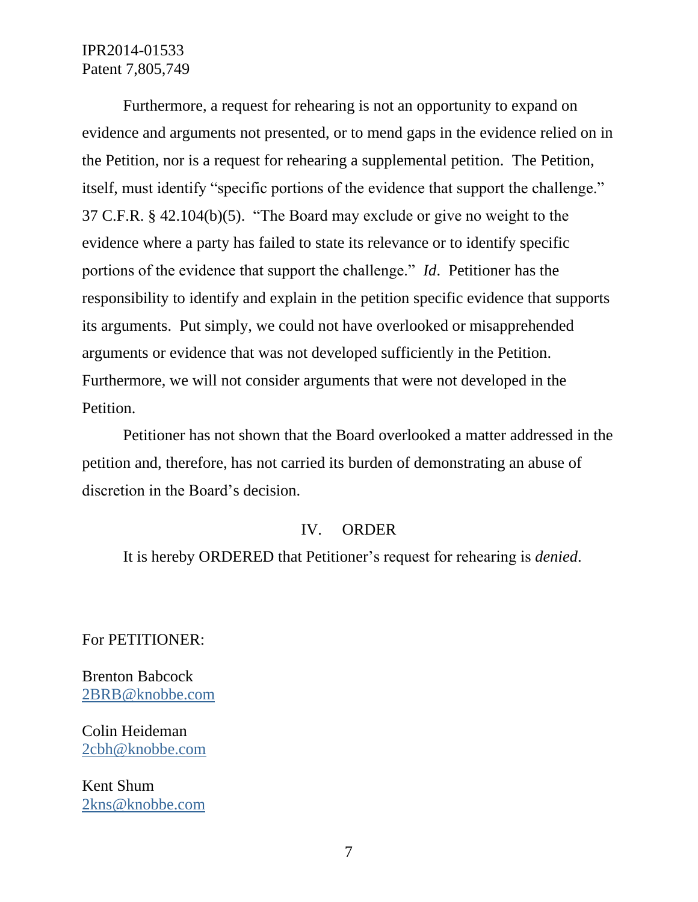Furthermore, a request for rehearing is not an opportunity to expand on evidence and arguments not presented, or to mend gaps in the evidence relied on in the Petition, nor is a request for rehearing a supplemental petition. The Petition, itself, must identify "specific portions of the evidence that support the challenge." 37 C.F.R. § 42.104(b)(5). "The Board may exclude or give no weight to the evidence where a party has failed to state its relevance or to identify specific portions of the evidence that support the challenge." *Id*. Petitioner has the responsibility to identify and explain in the petition specific evidence that supports its arguments. Put simply, we could not have overlooked or misapprehended arguments or evidence that was not developed sufficiently in the Petition. Furthermore, we will not consider arguments that were not developed in the Petition.

Petitioner has not shown that the Board overlooked a matter addressed in the petition and, therefore, has not carried its burden of demonstrating an abuse of discretion in the Board's decision.

## IV. ORDER

It is hereby ORDERED that Petitioner's request for rehearing is *denied*.

For PETITIONER:

Brenton Babcock
2BRB@knobbe.com

Colin Heideman
2cbh@knobbe.com

Kent Shum
2kns@knobbe.com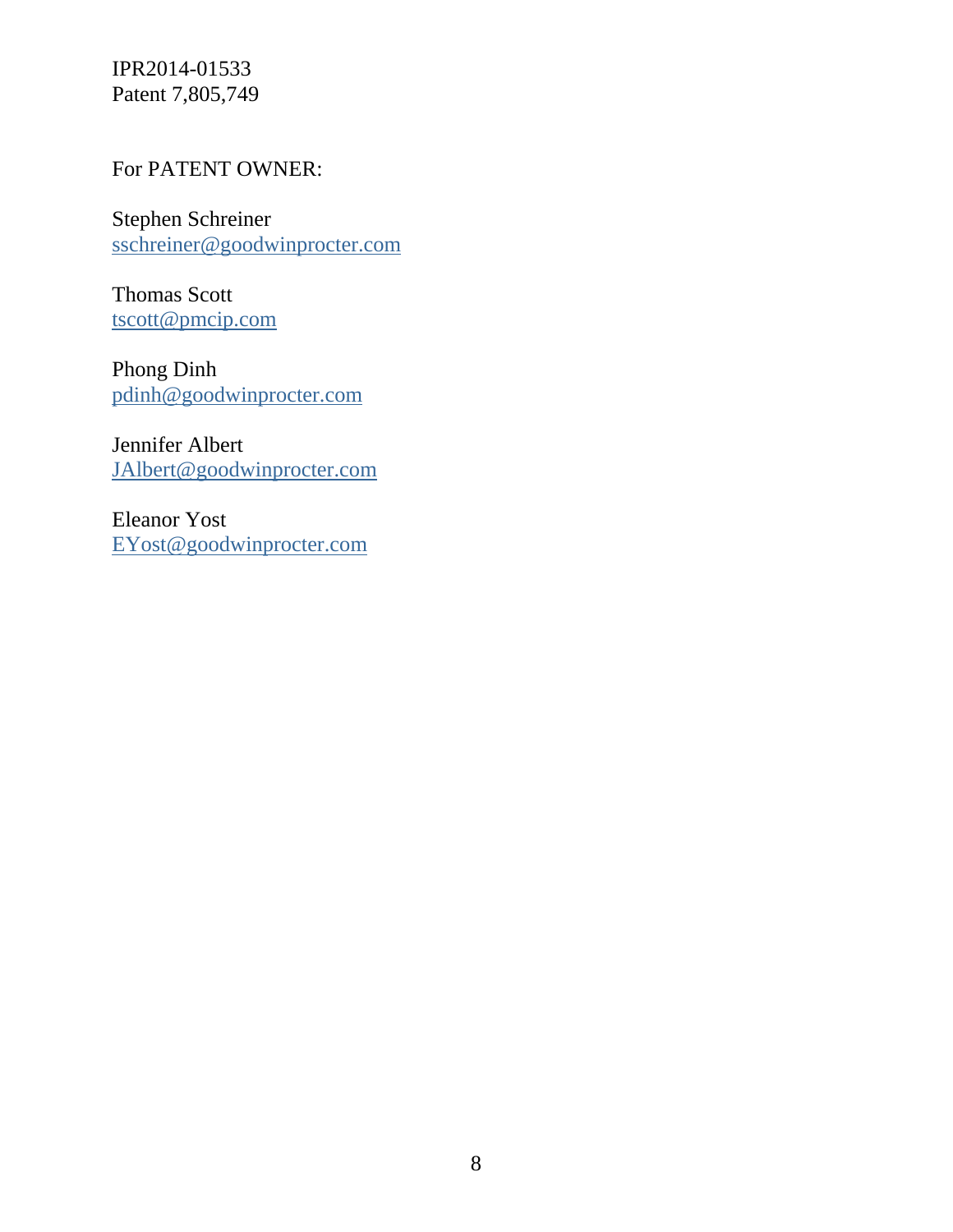For PATENT OWNER:

Stephen Schreiner
sschreiner@goodwinprocter.com

Thomas Scott
tscott@pmcip.com

Phong Dinh
pdinh@goodwinprocter.com

Jennifer Albert
JAlbert@goodwinprocter.com

Eleanor Yost
EYost@goodwinprocter.com